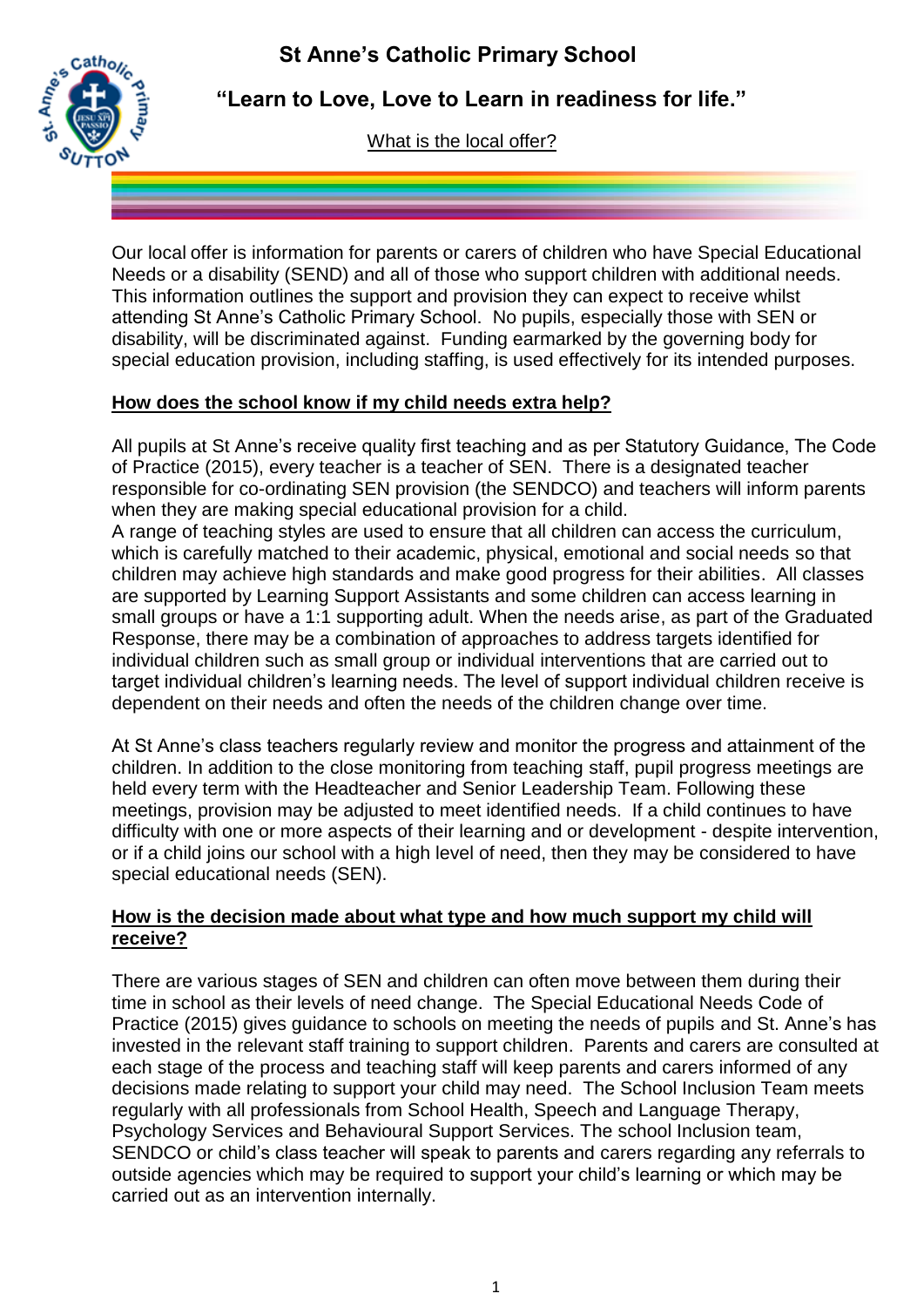# St Anne's Catholic Primary School

## "Learn to Love, Love to Learn in readiness for life."

What is the local offer?

Our local offer is information for parents or carers of children who have Special Educational Needs or a disability (SEND) and all of those who support children with additional needs. This information outlines the support and provision they can expect to receive whilst attending St Anne's Catholic Primary School. No pupils, especially those with SEN or disability, will be discriminated against. Funding earmarked by the governing body for special education provision, including staffing, is used effectively for its intended purposes.

### How does the school know if my child needs extra help?

All pupils at St Anne's receive quality first teaching and as per Statutory Guidance, The Code of Practice (2015), every teacher is a teacher of SEN. There is a designated teacher responsible for co-ordinating SEN provision (the SENDCO) and teachers will inform parents when they are making special educational provision for a child.
A range of teaching styles are used to ensure that all children can access the curriculum, which is carefully matched to their academic, physical, emotional and social needs so that children may achieve high standards and make good progress for their abilities. All classes are supported by Learning Support Assistants and some children can access learning in small groups or have a 1:1 supporting adult. When the needs arise, as part of the Graduated Response, there may be a combination of approaches to address targets identified for individual children such as small group or individual interventions that are carried out to target individual children's learning needs. The level of support individual children receive is dependent on their needs and often the needs of the children change over time.

At St Anne's class teachers regularly review and monitor the progress and attainment of the children. In addition to the close monitoring from teaching staff, pupil progress meetings are held every term with the Headteacher and Senior Leadership Team. Following these meetings, provision may be adjusted to meet identified needs. If a child continues to have difficulty with one or more aspects of their learning and or development - despite intervention, or if a child joins our school with a high level of need, then they may be considered to have special educational needs (SEN).

### How is the decision made about what type and how much support my child will receive?

There are various stages of SEN and children can often move between them during their time in school as their levels of need change. The Special Educational Needs Code of Practice (2015) gives guidance to schools on meeting the needs of pupils and St. Anne's has invested in the relevant staff training to support children. Parents and carers are consulted at each stage of the process and teaching staff will keep parents and carers informed of any decisions made relating to support your child may need. The School Inclusion Team meets regularly with all professionals from School Health, Speech and Language Therapy, Psychology Services and Behavioural Support Services. The school Inclusion team, SENDCO or child's class teacher will speak to parents and carers regarding any referrals to outside agencies which may be required to support your child's learning or which may be carried out as an intervention internally.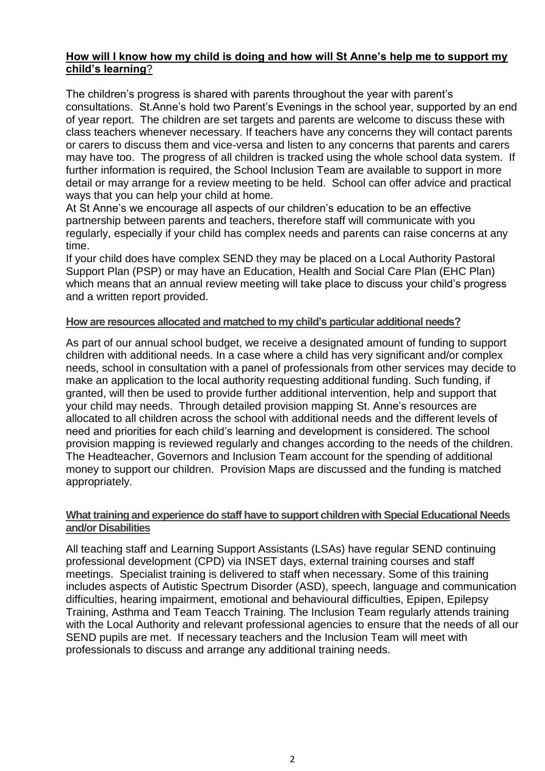**How will I know how my child is doing and how will St Anne's help me to support my child's learning**?

The children's progress is shared with parents throughout the year with parent's consultations. St.Anne's hold two Parent's Evenings in the school year, supported by an end of year report. The children are set targets and parents are welcome to discuss these with class teachers whenever necessary. If teachers have any concerns they will contact parents or carers to discuss them and vice-versa and listen to any concerns that parents and carers may have too. The progress of all children is tracked using the whole school data system. If further information is required, the School Inclusion Team are available to support in more detail or may arrange for a review meeting to be held. School can offer advice and practical ways that you can help your child at home.

At St Anne's we encourage all aspects of our children's education to be an effective partnership between parents and teachers, therefore staff will communicate with you regularly, especially if your child has complex needs and parents can raise concerns at any time.

If your child does have complex SEND they may be placed on a Local Authority Pastoral Support Plan (PSP) or may have an Education, Health and Social Care Plan (EHC Plan) which means that an annual review meeting will take place to discuss your child's progress and a written report provided.

**How are resources allocated and matched to my child's particular additional needs?**

As part of our annual school budget, we receive a designated amount of funding to support children with additional needs. In a case where a child has very significant and/or complex needs, school in consultation with a panel of professionals from other services may decide to make an application to the local authority requesting additional funding. Such funding, if granted, will then be used to provide further additional intervention, help and support that your child may needs. Through detailed provision mapping St. Anne's resources are allocated to all children across the school with additional needs and the different levels of need and priorities for each child's learning and development is considered. The school provision mapping is reviewed regularly and changes according to the needs of the children. The Headteacher, Governors and Inclusion Team account for the spending of additional money to support our children. Provision Maps are discussed and the funding is matched appropriately.

**What training and experience do staff have to support children with Special Educational Needs and/or Disabilities**

All teaching staff and Learning Support Assistants (LSAs) have regular SEND continuing professional development (CPD) via INSET days, external training courses and staff meetings. Specialist training is delivered to staff when necessary. Some of this training includes aspects of Autistic Spectrum Disorder (ASD), speech, language and communication difficulties, hearing impairment, emotional and behavioural difficulties, Epipen, Epilepsy Training, Asthma and Team Teacch Training. The Inclusion Team regularly attends training with the Local Authority and relevant professional agencies to ensure that the needs of all our SEND pupils are met. If necessary teachers and the Inclusion Team will meet with professionals to discuss and arrange any additional training needs.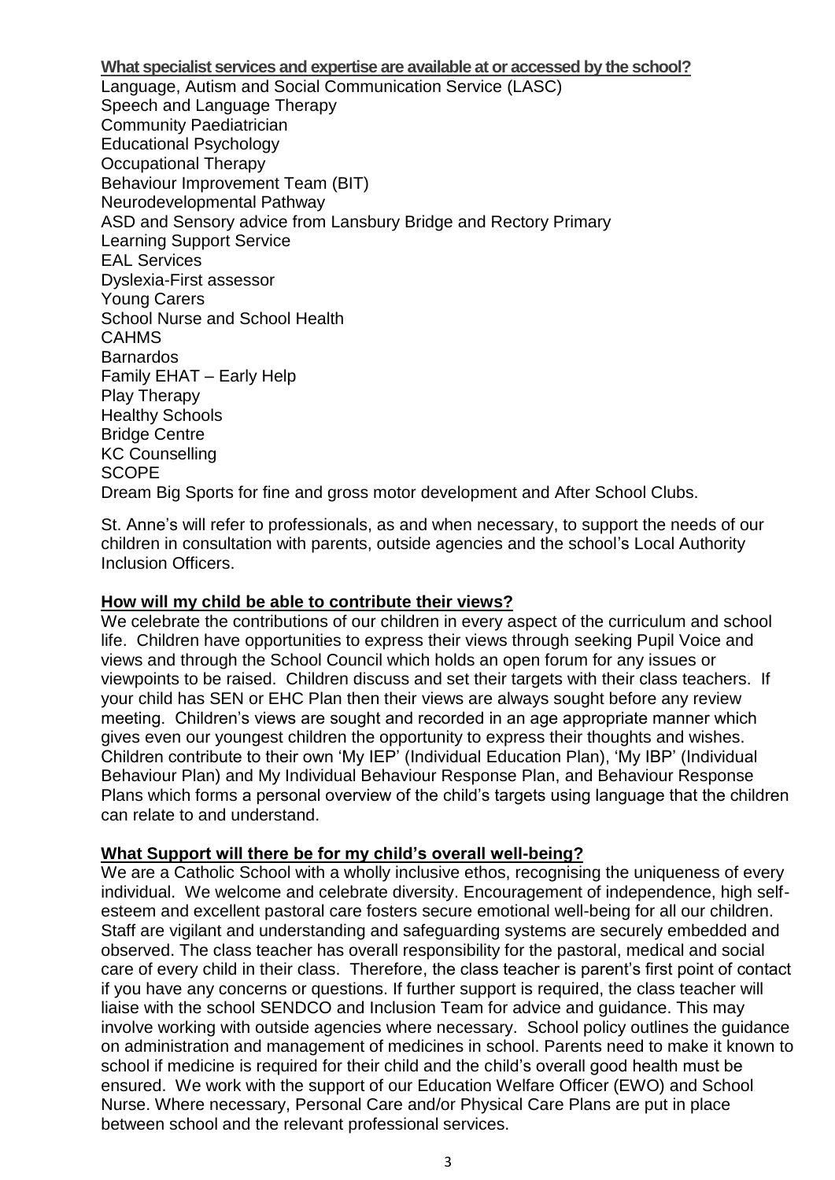**What specialist services and expertise are available at or accessed by the school?**

Language, Autism and Social Communication Service (LASC)
Speech and Language Therapy
Community Paediatrician
Educational Psychology
Occupational Therapy
Behaviour Improvement Team (BIT)
Neurodevelopmental Pathway
ASD and Sensory advice from Lansbury Bridge and Rectory Primary
Learning Support Service
EAL Services
Dyslexia-First assessor
Young Carers
School Nurse and School Health
CAHMS
Barnardos
Family EHAT – Early Help
Play Therapy
Healthy Schools
Bridge Centre
KC Counselling
SCOPE
Dream Big Sports for fine and gross motor development and After School Clubs.

St. Anne's will refer to professionals, as and when necessary, to support the needs of our children in consultation with parents, outside agencies and the school's Local Authority Inclusion Officers.

**How will my child be able to contribute their views?**

We celebrate the contributions of our children in every aspect of the curriculum and school life. Children have opportunities to express their views through seeking Pupil Voice and views and through the School Council which holds an open forum for any issues or viewpoints to be raised. Children discuss and set their targets with their class teachers. If your child has SEN or EHC Plan then their views are always sought before any review meeting. Children's views are sought and recorded in an age appropriate manner which gives even our youngest children the opportunity to express their thoughts and wishes. Children contribute to their own 'My IEP' (Individual Education Plan), 'My IBP' (Individual Behaviour Plan) and My Individual Behaviour Response Plan, and Behaviour Response Plans which forms a personal overview of the child's targets using language that the children can relate to and understand.

**What Support will there be for my child's overall well-being?**

We are a Catholic School with a wholly inclusive ethos, recognising the uniqueness of every individual. We welcome and celebrate diversity. Encouragement of independence, high self-esteem and excellent pastoral care fosters secure emotional well-being for all our children. Staff are vigilant and understanding and safeguarding systems are securely embedded and observed. The class teacher has overall responsibility for the pastoral, medical and social care of every child in their class. Therefore, the class teacher is parent's first point of contact if you have any concerns or questions. If further support is required, the class teacher will liaise with the school SENDCO and Inclusion Team for advice and guidance. This may involve working with outside agencies where necessary. School policy outlines the guidance on administration and management of medicines in school. Parents need to make it known to school if medicine is required for their child and the child's overall good health must be ensured. We work with the support of our Education Welfare Officer (EWO) and School Nurse. Where necessary, Personal Care and/or Physical Care Plans are put in place between school and the relevant professional services.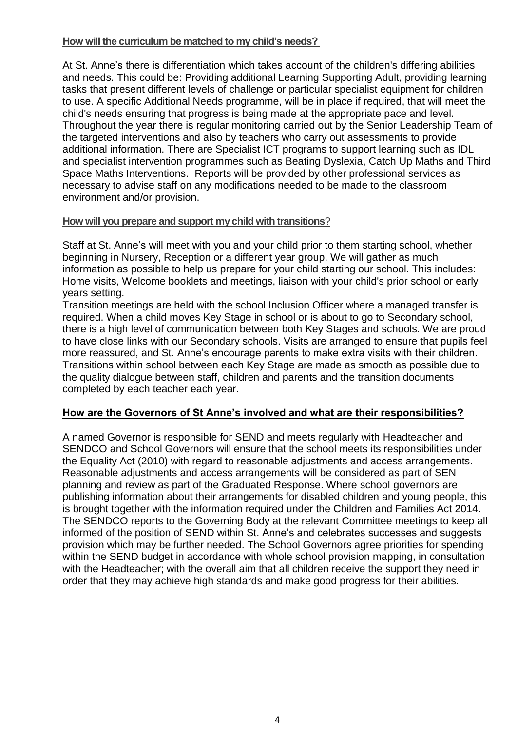**How will the curriculum be matched to my child's needs?**

At St. Anne's there is differentiation which takes account of the children's differing abilities and needs. This could be: Providing additional Learning Supporting Adult, providing learning tasks that present different levels of challenge or particular specialist equipment for children to use. A specific Additional Needs programme, will be in place if required, that will meet the child's needs ensuring that progress is being made at the appropriate pace and level. Throughout the year there is regular monitoring carried out by the Senior Leadership Team of the targeted interventions and also by teachers who carry out assessments to provide additional information. There are Specialist ICT programs to support learning such as IDL and specialist intervention programmes such as Beating Dyslexia, Catch Up Maths and Third Space Maths Interventions. Reports will be provided by other professional services as necessary to advise staff on any modifications needed to be made to the classroom environment and/or provision.

**How will you prepare and support my child with transitions?**

Staff at St. Anne's will meet with you and your child prior to them starting school, whether beginning in Nursery, Reception or a different year group. We will gather as much information as possible to help us prepare for your child starting our school. This includes: Home visits, Welcome booklets and meetings, liaison with your child's prior school or early years setting.
Transition meetings are held with the school Inclusion Officer where a managed transfer is required. When a child moves Key Stage in school or is about to go to Secondary school, there is a high level of communication between both Key Stages and schools. We are proud to have close links with our Secondary schools. Visits are arranged to ensure that pupils feel more reassured, and St. Anne's encourage parents to make extra visits with their children. Transitions within school between each Key Stage are made as smooth as possible due to the quality dialogue between staff, children and parents and the transition documents completed by each teacher each year.

**How are the Governors of St Anne's involved and what are their responsibilities?**

A named Governor is responsible for SEND and meets regularly with Headteacher and SENDCO and School Governors will ensure that the school meets its responsibilities under the Equality Act (2010) with regard to reasonable adjustments and access arrangements. Reasonable adjustments and access arrangements will be considered as part of SEN planning and review as part of the Graduated Response. Where school governors are publishing information about their arrangements for disabled children and young people, this is brought together with the information required under the Children and Families Act 2014. The SENDCO reports to the Governing Body at the relevant Committee meetings to keep all informed of the position of SEND within St. Anne's and celebrates successes and suggests provision which may be further needed. The School Governors agree priorities for spending within the SEND budget in accordance with whole school provision mapping, in consultation with the Headteacher; with the overall aim that all children receive the support they need in order that they may achieve high standards and make good progress for their abilities.